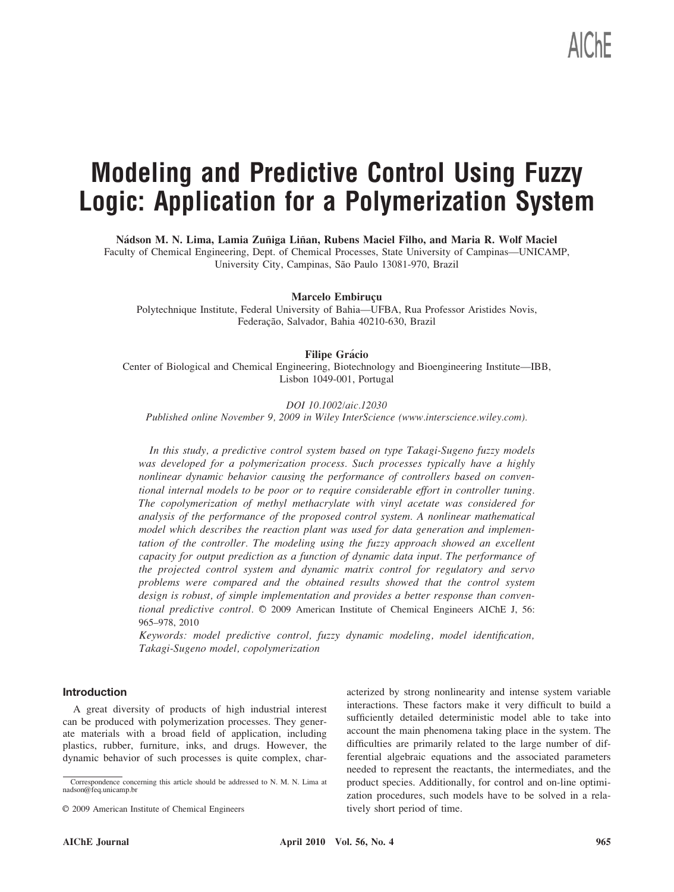# Modeling and Predictive Control Using Fuzzy Logic: Application for a Polymerization System

**Nádson M. N. Lima, Lamia Zuñiga Liñan, Rubens Maciel Filho, and Maria R. Wolf Maciel**

Faculty of Chemical Engineering, Dept. of Chemical Processes, State University of Campinas—UNICAMP, University City, Campinas, São Paulo 13081-970, Brazil

**Marcelo Embiruçu**

Polytechnique Institute, Federal University of Bahia—UFBA, Rua Professor Aristides Novis, Federação, Salvador, Bahia 40210-630, Brazil

**Filipe Grácio**

Center of Biological and Chemical Engineering, Biotechnology and Bioengineering Institute—IBB, Lisbon 1049-001, Portugal

*DOI 10.1002/aic.12030*

*Published online November 9, 2009 in Wiley InterScience (www.interscience.wiley.com).*

*In this study, a predictive control system based on type Takagi-Sugeno fuzzy models was developed for a polymerization process. Such processes typically have a highly nonlinear dynamic behavior causing the performance of controllers based on conventional internal models to be poor or to require considerable effort in controller tuning. The copolymerization of methyl methacrylate with vinyl acetate was considered for analysis of the performance of the proposed control system. A nonlinear mathematical model which describes the reaction plant was used for data generation and implementation of the controller. The modeling using the fuzzy approach showed an excellent capacity for output prediction as a function of dynamic data input. The performance of the projected control system and dynamic matrix control for regulatory and servo problems were compared and the obtained results showed that the control system design is robust, of simple implementation and provides a better response than conventional predictive control.* © 2009 American Institute of Chemical Engineers AIChE J, 56: 965–978, 2010

*Keywords: model predictive control, fuzzy dynamic modeling, model identification, Takagi-Sugeno model, copolymerization*

## Introduction

A great diversity of products of high industrial interest can be produced with polymerization processes. They generate materials with a broad field of application, including plastics, rubber, furniture, inks, and drugs. However, the dynamic behavior of such processes is quite complex, characterized by strong nonlinearity and intense system variable interactions. These factors make it very difficult to build a sufficiently detailed deterministic model able to take into account the main phenomena taking place in the system. The difficulties are primarily related to the large number of differential algebraic equations and the associated parameters needed to represent the reactants, the intermediates, and the product species. Additionally, for control and on-line optimization procedures, such models have to be solved in a relatively short period of time.

Correspondence concerning this article should be addressed to N. M. N. Lima at nadson@feq.unicamp.br

© 2009 American Institute of Chemical Engineers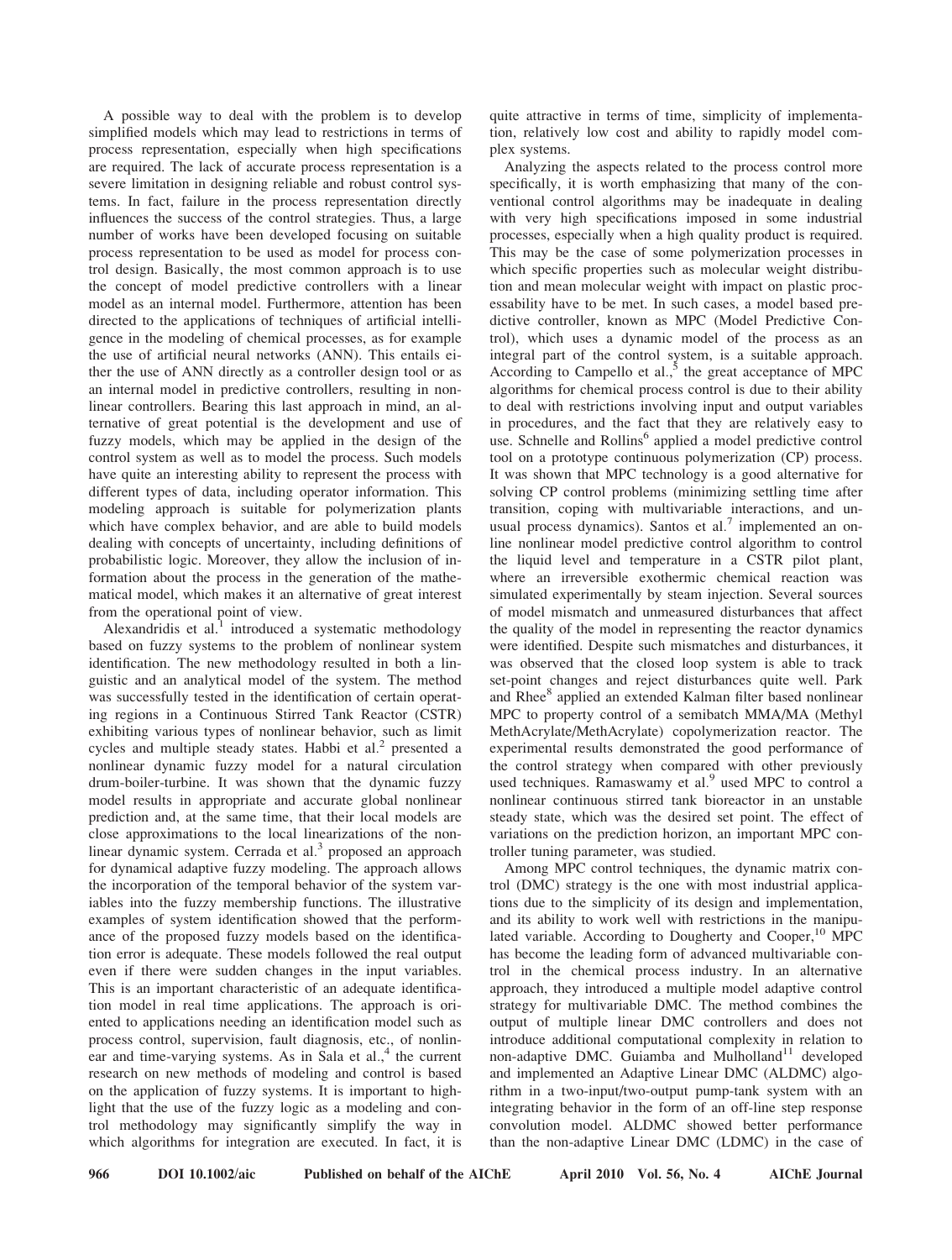A possible way to deal with the problem is to develop simplified models which may lead to restrictions in terms of process representation, especially when high specifications are required. The lack of accurate process representation is a severe limitation in designing reliable and robust control systems. In fact, failure in the process representation directly influences the success of the control strategies. Thus, a large number of works have been developed focusing on suitable process representation to be used as model for process control design. Basically, the most common approach is to use the concept of model predictive controllers with a linear model as an internal model. Furthermore, attention has been directed to the applications of techniques of artificial intelligence in the modeling of chemical processes, as for example the use of artificial neural networks (ANN). This entails either the use of ANN directly as a controller design tool or as an internal model in predictive controllers, resulting in nonlinear controllers. Bearing this last approach in mind, an alternative of great potential is the development and use of fuzzy models, which may be applied in the design of the control system as well as to model the process. Such models have quite an interesting ability to represent the process with different types of data, including operator information. This modeling approach is suitable for polymerization plants which have complex behavior, and are able to build models dealing with concepts of uncertainty, including definitions of probabilistic logic. Moreover, they allow the inclusion of information about the process in the generation of the mathematical model, which makes it an alternative of great interest from the operational point of view.

Alexandridis et al.[1] introduced a systematic methodology based on fuzzy systems to the problem of nonlinear system identification. The new methodology resulted in both a linguistic and an analytical model of the system. The method was successfully tested in the identification of certain operating regions in a Continuous Stirred Tank Reactor (CSTR) exhibiting various types of nonlinear behavior, such as limit cycles and multiple steady states. Habbi et al.[2] presented a nonlinear dynamic fuzzy model for a natural circulation drum-boiler-turbine. It was shown that the dynamic fuzzy model results in appropriate and accurate global nonlinear prediction and, at the same time, that their local models are close approximations to the local linearizations of the nonlinear dynamic system. Cerrada et al.[3] proposed an approach for dynamical adaptive fuzzy modeling. The approach allows the incorporation of the temporal behavior of the system variables into the fuzzy membership functions. The illustrative examples of system identification showed that the performance of the proposed fuzzy models based on the identification error is adequate. These models followed the real output even if there were sudden changes in the input variables. This is an important characteristic of an adequate identification model in real time applications. The approach is oriented to applications needing an identification model such as process control, supervision, fault diagnosis, etc., of nonlinear and time-varying systems. As in Sala et al.,[4] the current research on new methods of modeling and control is based on the application of fuzzy systems. It is important to highlight that the use of the fuzzy logic as a modeling and control methodology may significantly simplify the way in which algorithms for integration are executed. In fact, it is quite attractive in terms of time, simplicity of implementation, relatively low cost and ability to rapidly model complex systems.

Analyzing the aspects related to the process control more specifically, it is worth emphasizing that many of the conventional control algorithms may be inadequate in dealing with very high specifications imposed in some industrial processes, especially when a high quality product is required. This may be the case of some polymerization processes in which specific properties such as molecular weight distribution and mean molecular weight with impact on plastic processability have to be met. In such cases, a model based predictive controller, known as MPC (Model Predictive Control), which uses a dynamic model of the process as an integral part of the control system, is a suitable approach. According to Campello et al.,[5] the great acceptance of MPC algorithms for chemical process control is due to their ability to deal with restrictions involving input and output variables in procedures, and the fact that they are relatively easy to use. Schnelle and Rollins[6] applied a model predictive control tool on a prototype continuous polymerization (CP) process. It was shown that MPC technology is a good alternative for solving CP control problems (minimizing settling time after transition, coping with multivariable interactions, and unusual process dynamics). Santos et al.[7] implemented an online nonlinear model predictive control algorithm to control the liquid level and temperature in a CSTR pilot plant, where an irreversible exothermic chemical reaction was simulated experimentally by steam injection. Several sources of model mismatch and unmeasured disturbances that affect the quality of the model in representing the reactor dynamics were identified. Despite such mismatches and disturbances, it was observed that the closed loop system is able to track set-point changes and reject disturbances quite well. Park and Rhee[8] applied an extended Kalman filter based nonlinear MPC to property control of a semibatch MMA/MA (Methyl MethAcrylate/MethAcrylate) copolymerization reactor. The experimental results demonstrated the good performance of the control strategy when compared with other previously used techniques. Ramaswamy et al.[9] used MPC to control a nonlinear continuous stirred tank bioreactor in an unstable steady state, which was the desired set point. The effect of variations on the prediction horizon, an important MPC controller tuning parameter, was studied.

Among MPC control techniques, the dynamic matrix control (DMC) strategy is the one with most industrial applications due to the simplicity of its design and implementation, and its ability to work well with restrictions in the manipulated variable. According to Dougherty and Cooper,[10] MPC has become the leading form of advanced multivariable control in the chemical process industry. In an alternative approach, they introduced a multiple model adaptive control strategy for multivariable DMC. The method combines the output of multiple linear DMC controllers and does not introduce additional computational complexity in relation to non-adaptive DMC. Guiamba and Mulholland[11] developed and implemented an Adaptive Linear DMC (ALDMC) algorithm in a two-input/two-output pump-tank system with an integrating behavior in the form of an off-line step response convolution model. ALDMC showed better performance than the non-adaptive Linear DMC (LDMC) in the case of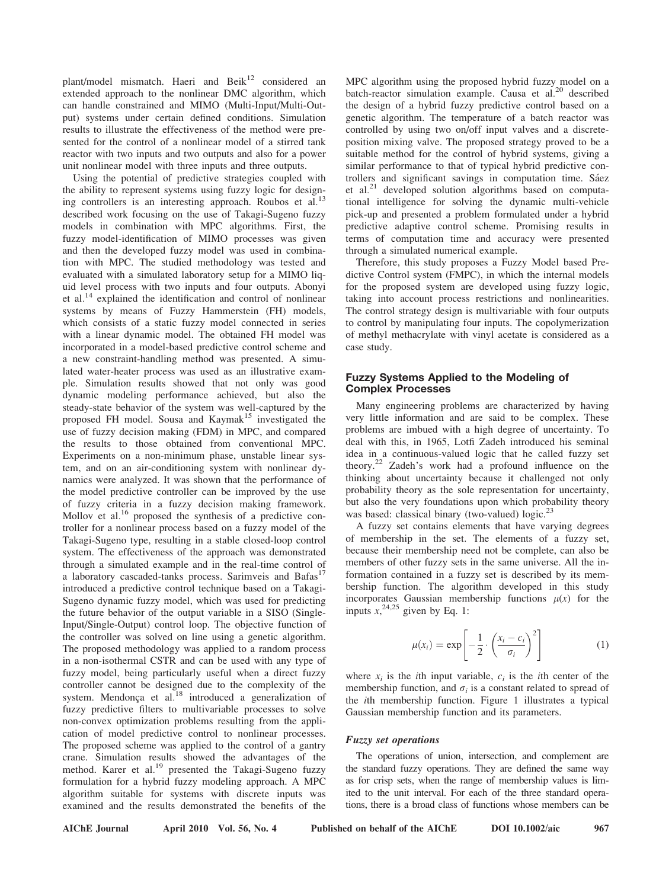plant/model mismatch. Haeri and Beik[12] considered an extended approach to the nonlinear DMC algorithm, which can handle constrained and MIMO (Multi-Input/Multi-Output) systems under certain defined conditions. Simulation results to illustrate the effectiveness of the method were presented for the control of a nonlinear model of a stirred tank reactor with two inputs and two outputs and also for a power unit nonlinear model with three inputs and three outputs.

Using the potential of predictive strategies coupled with the ability to represent systems using fuzzy logic for designing controllers is an interesting approach. Roubos et al.[13] described work focusing on the use of Takagi-Sugeno fuzzy models in combination with MPC algorithms. First, the fuzzy model-identification of MIMO processes was given and then the developed fuzzy model was used in combination with MPC. The studied methodology was tested and evaluated with a simulated laboratory setup for a MIMO liquid level process with two inputs and four outputs. Abonyi et al.[14] explained the identification and control of nonlinear systems by means of Fuzzy Hammerstein (FH) models, which consists of a static fuzzy model connected in series with a linear dynamic model. The obtained FH model was incorporated in a model-based predictive control scheme and a new constraint-handling method was presented. A simulated water-heater process was used as an illustrative example. Simulation results showed that not only was good dynamic modeling performance achieved, but also the steady-state behavior of the system was well-captured by the proposed FH model. Sousa and Kaymak[15] investigated the use of fuzzy decision making (FDM) in MPC, and compared the results to those obtained from conventional MPC. Experiments on a non-minimum phase, unstable linear system, and on an air-conditioning system with nonlinear dynamics were analyzed. It was shown that the performance of the model predictive controller can be improved by the use of fuzzy criteria in a fuzzy decision making framework. Mollov et al.[16] proposed the synthesis of a predictive controller for a nonlinear process based on a fuzzy model of the Takagi-Sugeno type, resulting in a stable closed-loop control system. The effectiveness of the approach was demonstrated through a simulated example and in the real-time control of a laboratory cascaded-tanks process. Sarimveis and Bafas[17] introduced a predictive control technique based on a Takagi-Sugeno dynamic fuzzy model, which was used for predicting the future behavior of the output variable in a SISO (Single-Input/Single-Output) control loop. The objective function of the controller was solved on line using a genetic algorithm. The proposed methodology was applied to a random process in a non-isothermal CSTR and can be used with any type of fuzzy model, being particularly useful when a direct fuzzy controller cannot be designed due to the complexity of the system. Mendonça et al.[18] introduced a generalization of fuzzy predictive filters to multivariable processes to solve non-convex optimization problems resulting from the application of model predictive control to nonlinear processes. The proposed scheme was applied to the control of a gantry crane. Simulation results showed the advantages of the method. Karer et al.[19] presented the Takagi-Sugeno fuzzy formulation for a hybrid fuzzy modeling approach. A MPC algorithm suitable for systems with discrete inputs was examined and the results demonstrated the benefits of the MPC algorithm using the proposed hybrid fuzzy model on a batch-reactor simulation example. Causa et al.[20] described the design of a hybrid fuzzy predictive control based on a genetic algorithm. The temperature of a batch reactor was controlled by using two on/off input valves and a discrete-position mixing valve. The proposed strategy proved to be a suitable method for the control of hybrid systems, giving a similar performance to that of typical hybrid predictive controllers and significant savings in computation time. Sáez et al.[21] developed solution algorithms based on computational intelligence for solving the dynamic multi-vehicle pick-up and presented a problem formulated under a hybrid predictive adaptive control scheme. Promising results in terms of computation time and accuracy were presented through a simulated numerical example.

Therefore, this study proposes a Fuzzy Model based Predictive Control system (FMPC), in which the internal models for the proposed system are developed using fuzzy logic, taking into account process restrictions and nonlinearities. The control strategy design is multivariable with four outputs to control by manipulating four inputs. The copolymerization of methyl methacrylate with vinyl acetate is considered as a case study.

## Fuzzy Systems Applied to the Modeling of Complex Processes

Many engineering problems are characterized by having very little information and are said to be complex. These problems are imbued with a high degree of uncertainty. To deal with this, in 1965, Lotfi Zadeh introduced his seminal idea in a continuous-valued logic that he called fuzzy set theory.[22] Zadeh's work had a profound influence on the thinking about uncertainty because it challenged not only probability theory as the sole representation for uncertainty, but also the very foundations upon which probability theory was based: classical binary (two-valued) logic.[23]

A fuzzy set contains elements that have varying degrees of membership in the set. The elements of a fuzzy set, because their membership need not be complete, can also be members of other fuzzy sets in the same universe. All the information contained in a fuzzy set is described by its membership function. The algorithm developed in this study incorporates Gaussian membership functions $\mu(x)$ for the inputs $x$,[24,25] given by Eq. 1:

$$\mu(x_i) = \exp\left[-\frac{1}{2}\cdot\left(\frac{x_i - c_i}{\sigma_i}\right)^2\right] \tag{1}$$

where $x_i$ is the $i$th input variable, $c_i$ is the $i$th center of the membership function, and $\sigma_i$ is a constant related to spread of the $i$th membership function. Figure 1 illustrates a typical Gaussian membership function and its parameters.

### *Fuzzy set operations*

The operations of union, intersection, and complement are the standard fuzzy operations. They are defined the same way as for crisp sets, when the range of membership values is limited to the unit interval. For each of the three standard operations, there is a broad class of functions whose members can be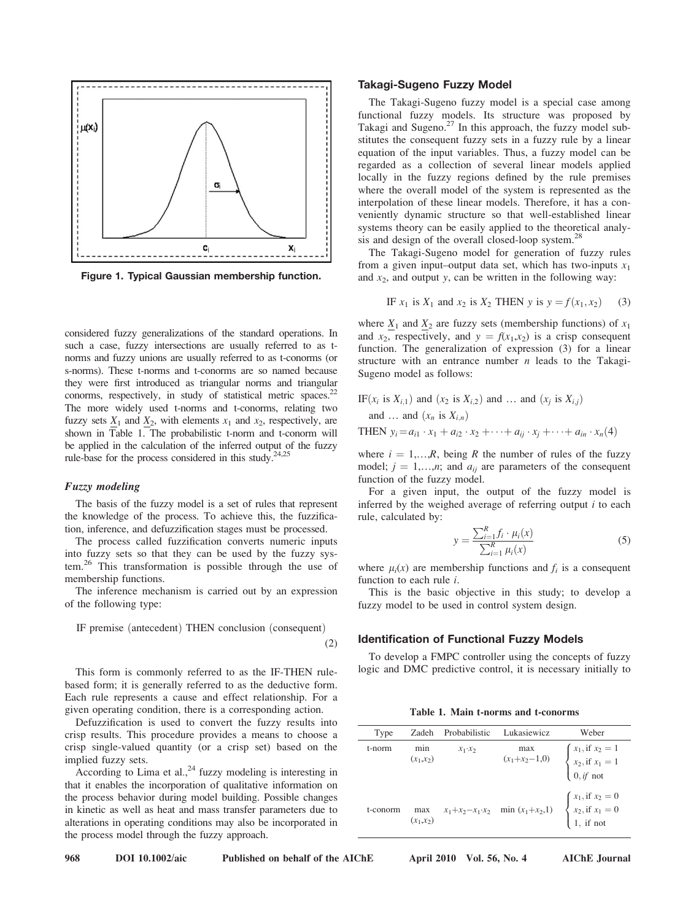Figure 1. Typical Gaussian membership function.

considered fuzzy generalizations of the standard operations. In such a case, fuzzy intersections are usually referred to as t-norms and fuzzy unions are usually referred to as t-conorms (or s-norms). These t-norms and t-conorms are so named because they were first introduced as triangular norms and triangular conorms, respectively, in study of statistical metric spaces.[22] The more widely used t-norms and t-conorms, relating two fuzzy sets $\underline{X}_1$ and $\underline{X}_2$, with elements $x_1$ and $x_2$, respectively, are shown in Table 1. The probabilistic t-norm and t-conorm will be applied in the calculation of the inferred output of the fuzzy rule-base for the process considered in this study.[24,25]

### *Fuzzy modeling*

The basis of the fuzzy model is a set of rules that represent the knowledge of the process. To achieve this, the fuzzification, inference, and defuzzification stages must be processed.

The process called fuzzification converts numeric inputs into fuzzy sets so that they can be used by the fuzzy system.[26] This transformation is possible through the use of membership functions.

The inference mechanism is carried out by an expression of the following type:

$$\text{IF premise (antecedent) THEN conclusion (consequent)} \tag{2}$$

This form is commonly referred to as the IF-THEN rule-based form; it is generally referred to as the deductive form. Each rule represents a cause and effect relationship. For a given operating condition, there is a corresponding action.

Defuzzification is used to convert the fuzzy results into crisp results. This procedure provides a means to choose a crisp single-valued quantity (or a crisp set) based on the implied fuzzy sets.

According to Lima et al.,[24] fuzzy modeling is interesting in that it enables the incorporation of qualitative information on the process behavior during model building. Possible changes in kinetic as well as heat and mass transfer parameters due to alterations in operating conditions may also be incorporated in the process model through the fuzzy approach.

## Takagi-Sugeno Fuzzy Model

The Takagi-Sugeno fuzzy model is a special case among functional fuzzy models. Its structure was proposed by Takagi and Sugeno.[27] In this approach, the fuzzy model substitutes the consequent fuzzy sets in a fuzzy rule by a linear equation of the input variables. Thus, a fuzzy model can be regarded as a collection of several linear models applied locally in the fuzzy regions defined by the rule premises where the overall model of the system is represented as the interpolation of these linear models. Therefore, it has a conveniently dynamic structure so that well-established linear systems theory can be easily applied to the theoretical analysis and design of the overall closed-loop system.[28]

The Takagi-Sugeno model for generation of fuzzy rules from a given input–output data set, which has two-inputs $x_1$ and $x_2$, and output $y$, can be written in the following way:

$$\text{IF } x_1 \text{ is } X_1 \text{ and } x_2 \text{ is } X_2 \text{ THEN } y \text{ is } y = f(x_1, x_2) \tag{3}$$

where $\underline{X}_1$ and $\underline{X}_2$ are fuzzy sets (membership functions) of $x_1$ and $x_2$, respectively, and $y = f(x_1,x_2)$ is a crisp consequent function. The generalization of expression (3) for a linear structure with an entrance number $n$ leads to the Takagi-Sugeno model as follows:

$$\begin{aligned}&\text{IF}(x_i \text{ is } X_{i,1}) \text{ and } (x_2 \text{ is } X_{i,2}) \text{ and } \ldots \text{ and } (x_j \text{ is } X_{i,j}) \\ &\quad \text{and } \ldots \text{ and } (x_n \text{ is } X_{i,n}) \\ &\text{THEN } y_i = a_{i1} \cdot x_1 + a_{i2} \cdot x_2 + \cdots + a_{ij} \cdot x_j + \cdots + a_{in} \cdot x_n \end{aligned} \tag{4}$$

where $i = 1,\ldots,R$, being $R$ the number of rules of the fuzzy model; $j = 1,\ldots,n$; and $a_{ij}$ are parameters of the consequent function of the fuzzy model.

For a given input, the output of the fuzzy model is inferred by the weighed average of referring output $i$ to each rule, calculated by:

$$y = \frac{\sum_{i=1}^{R} f_i \cdot \mu_i(x)}{\sum_{i=1}^{R} \mu_i(x)} \tag{5}$$

where $\mu_i(x)$ are membership functions and $f_i$ is a consequent function to each rule $i$.

This is the basic objective in this study; to develop a fuzzy model to be used in control system design.

## Identification of Functional Fuzzy Models

To develop a FMPC controller using the concepts of fuzzy logic and DMC predictive control, it is necessary initially to

**Table 1. Main t-norms and t-conorms**

| Type | Zadeh | Probabilistic | Lukasiewicz | Weber |
|---|---|---|---|---|
| t-norm | min $(x_1,x_2)$ | $x_1 \cdot x_2$ | max $(x_1+x_2-1,0)$ | $\begin{cases} x_1, \text{if } x_2 = 1 \\ x_2, \text{if } x_1 = 1 \\ 0, \textit{if} \text{ not} \end{cases}$ |
| t-conorm | max $(x_1,x_2)$ | $x_1+x_2-x_1 \cdot x_2$ | min $(x_1+x_2,1)$ | $\begin{cases} x_1, \text{if } x_2 = 0 \\ x_2, \text{if } x_1 = 0 \\ 1, \text{ if not} \end{cases}$ |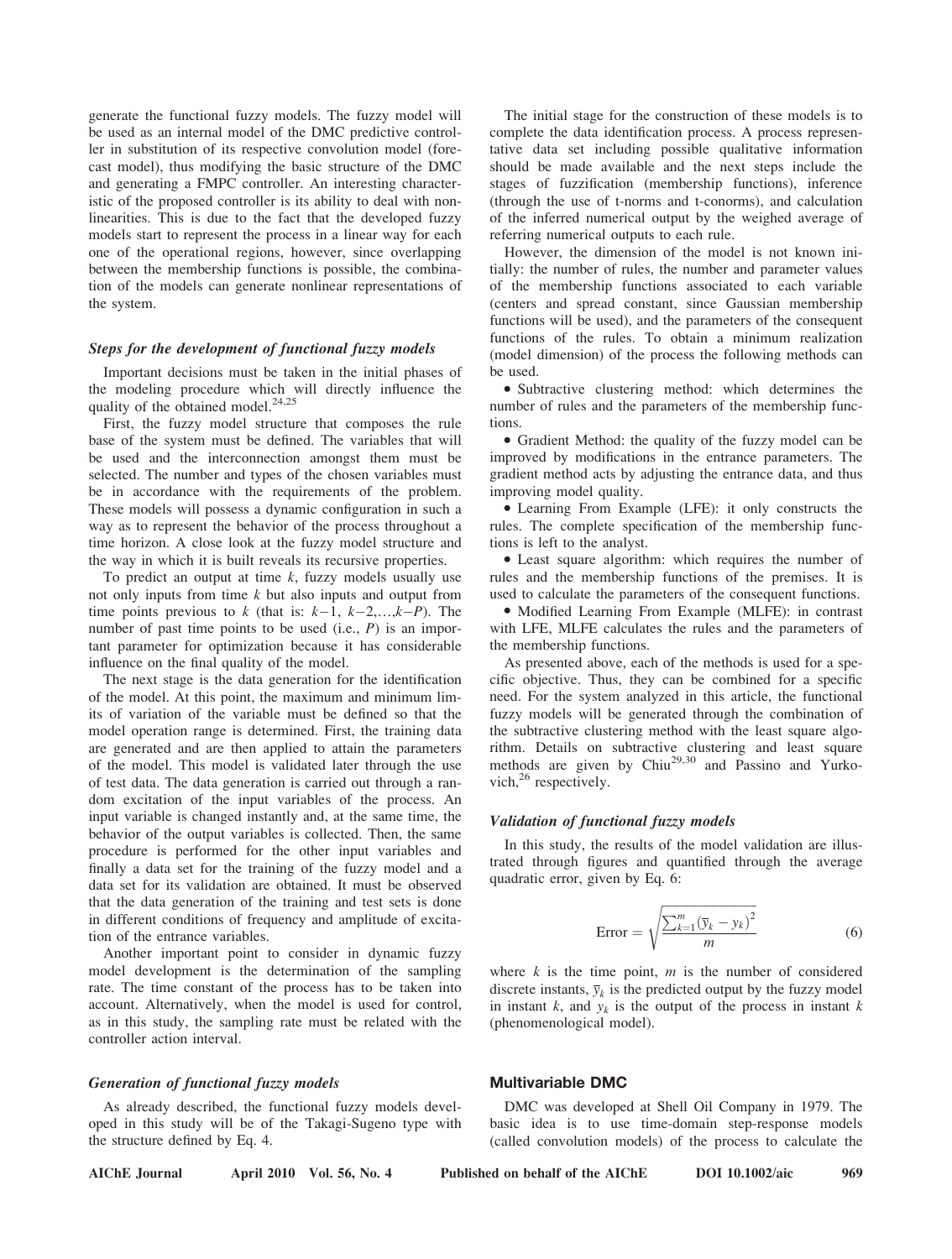generate the functional fuzzy models. The fuzzy model will be used as an internal model of the DMC predictive controller in substitution of its respective convolution model (forecast model), thus modifying the basic structure of the DMC and generating a FMPC controller. An interesting characteristic of the proposed controller is its ability to deal with nonlinearities. This is due to the fact that the developed fuzzy models start to represent the process in a linear way for each one of the operational regions, however, since overlapping between the membership functions is possible, the combination of the models can generate nonlinear representations of the system.

### *Steps for the development of functional fuzzy models*

Important decisions must be taken in the initial phases of the modeling procedure which will directly influence the quality of the obtained model.[24,25]

First, the fuzzy model structure that composes the rule base of the system must be defined. The variables that will be used and the interconnection amongst them must be selected. The number and types of the chosen variables must be in accordance with the requirements of the problem. These models will possess a dynamic configuration in such a way as to represent the behavior of the process throughout a time horizon. A close look at the fuzzy model structure and the way in which it is built reveals its recursive properties.

To predict an output at time $k$, fuzzy models usually use not only inputs from time $k$ but also inputs and output from time points previous to $k$ (that is: $k-1$, $k-2$,...,$k-P$). The number of past time points to be used (i.e., $P$) is an important parameter for optimization because it has considerable influence on the final quality of the model.

The next stage is the data generation for the identification of the model. At this point, the maximum and minimum limits of variation of the variable must be defined so that the model operation range is determined. First, the training data are generated and are then applied to attain the parameters of the model. This model is validated later through the use of test data. The data generation is carried out through a random excitation of the input variables of the process. An input variable is changed instantly and, at the same time, the behavior of the output variables is collected. Then, the same procedure is performed for the other input variables and finally a data set for the training of the fuzzy model and a data set for its validation are obtained. It must be observed that the data generation of the training and test sets is done in different conditions of frequency and amplitude of excitation of the entrance variables.

Another important point to consider in dynamic fuzzy model development is the determination of the sampling rate. The time constant of the process has to be taken into account. Alternatively, when the model is used for control, as in this study, the sampling rate must be related with the controller action interval.

### *Generation of functional fuzzy models*

As already described, the functional fuzzy models developed in this study will be of the Takagi-Sugeno type with the structure defined by Eq. 4.

The initial stage for the construction of these models is to complete the data identification process. A process representative data set including possible qualitative information should be made available and the next steps include the stages of fuzzification (membership functions), inference (through the use of t-norms and t-conorms), and calculation of the inferred numerical output by the weighed average of referring numerical outputs to each rule.

However, the dimension of the model is not known initially: the number of rules, the number and parameter values of the membership functions associated to each variable (centers and spread constant, since Gaussian membership functions will be used), and the parameters of the consequent functions of the rules. To obtain a minimum realization (model dimension) of the process the following methods can be used.

- Subtractive clustering method: which determines the number of rules and the parameters of the membership functions.
- Gradient Method: the quality of the fuzzy model can be improved by modifications in the entrance parameters. The gradient method acts by adjusting the entrance data, and thus improving model quality.
- Learning From Example (LFE): it only constructs the rules. The complete specification of the membership functions is left to the analyst.
- Least square algorithm: which requires the number of rules and the membership functions of the premises. It is used to calculate the parameters of the consequent functions.
- Modified Learning From Example (MLFE): in contrast with LFE, MLFE calculates the rules and the parameters of the membership functions.

As presented above, each of the methods is used for a specific objective. Thus, they can be combined for a specific need. For the system analyzed in this article, the functional fuzzy models will be generated through the combination of the subtractive clustering method with the least square algorithm. Details on subtractive clustering and least square methods are given by Chiu[29,30] and Passino and Yurkovich,[26] respectively.

### *Validation of functional fuzzy models*

In this study, the results of the model validation are illustrated through figures and quantified through the average quadratic error, given by Eq. 6:

$$\text{Error} = \sqrt{\frac{\sum_{k=1}^{m}(\bar{y}_k - y_k)^2}{m}} \tag{6}$$

where $k$ is the time point, $m$ is the number of considered discrete instants, $\bar{y}_k$ is the predicted output by the fuzzy model in instant $k$, and $y_k$ is the output of the process in instant $k$ (phenomenological model).

## Multivariable DMC

DMC was developed at Shell Oil Company in 1979. The basic idea is to use time-domain step-response models (called convolution models) of the process to calculate the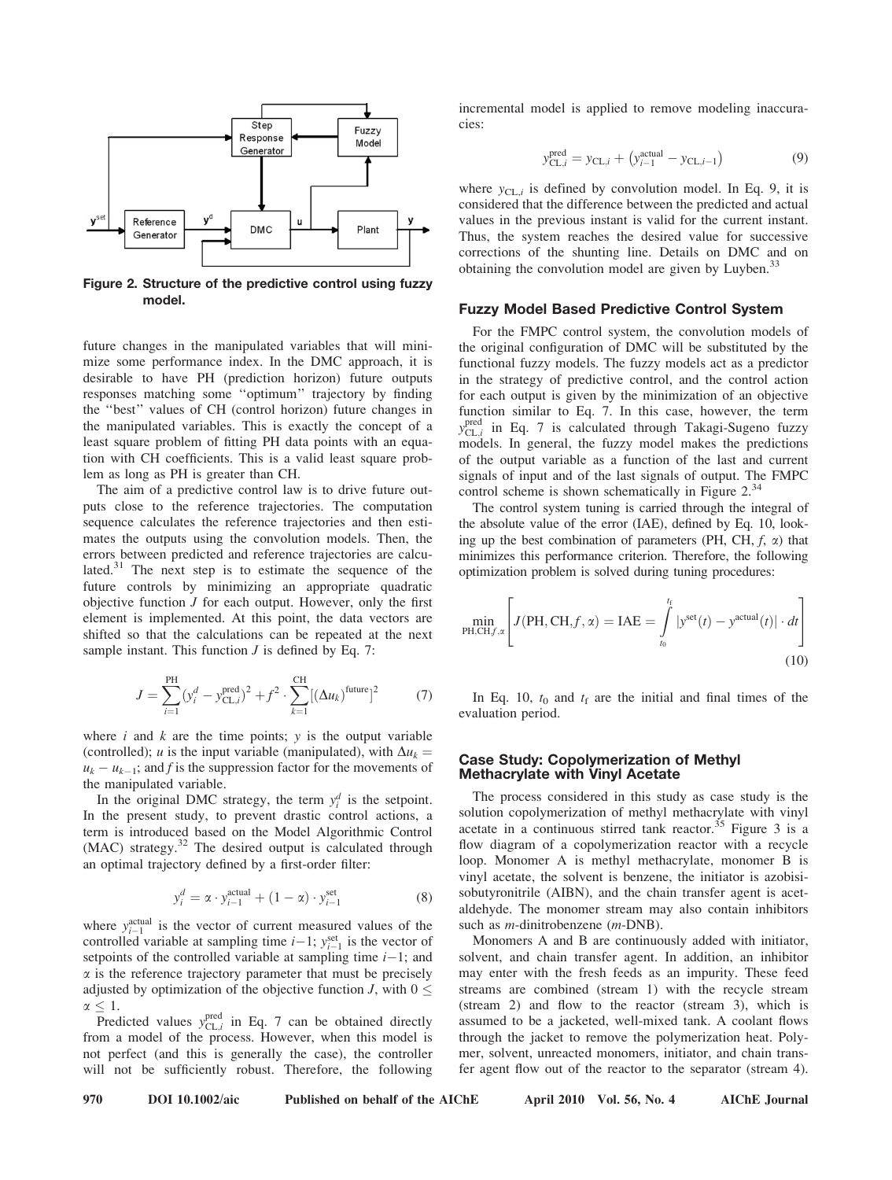**Figure 2. Structure of the predictive control using fuzzy model.**

future changes in the manipulated variables that will minimize some performance index. In the DMC approach, it is desirable to have PH (prediction horizon) future outputs responses matching some ''optimum'' trajectory by finding the ''best'' values of CH (control horizon) future changes in the manipulated variables. This is exactly the concept of a least square problem of fitting PH data points with an equation with CH coefficients. This is a valid least square problem as long as PH is greater than CH.

The aim of a predictive control law is to drive future outputs close to the reference trajectories. The computation sequence calculates the reference trajectories and then estimates the outputs using the convolution models. Then, the errors between predicted and reference trajectories are calculated.[31] The next step is to estimate the sequence of the future controls by minimizing an appropriate quadratic objective function $J$ for each output. However, only the first element is implemented. At this point, the data vectors are shifted so that the calculations can be repeated at the next sample instant. This function $J$ is defined by Eq. 7:

$$J = \sum_{i=1}^{\mathrm{PH}} \left(y_i^d - y_{\mathrm{CL},i}^{\mathrm{pred}}\right)^2 + f^2 \cdot \sum_{k=1}^{\mathrm{CH}} \left[(\Delta u_k)^{\mathrm{future}}\right]^2 \tag{7}$$

where $i$ and $k$ are the time points; $y$ is the output variable (controlled); $u$ is the input variable (manipulated), with $\Delta u_k = u_k - u_{k-1}$; and $f$ is the suppression factor for the movements of the manipulated variable.

In the original DMC strategy, the term $y_i^d$ is the setpoint. In the present study, to prevent drastic control actions, a term is introduced based on the Model Algorithmic Control (MAC) strategy.[32] The desired output is calculated through an optimal trajectory defined by a first-order filter:

$$y_i^d = \alpha \cdot y_{i-1}^{\mathrm{actual}} + (1 - \alpha) \cdot y_{i-1}^{\mathrm{set}} \tag{8}$$

where $y_{i-1}^{\mathrm{actual}}$ is the vector of current measured values of the controlled variable at sampling time $i-1$; $y_{i-1}^{\mathrm{set}}$ is the vector of setpoints of the controlled variable at sampling time $i-1$; and $\alpha$ is the reference trajectory parameter that must be precisely adjusted by optimization of the objective function $J$, with $0 \leq \alpha \leq 1$.

Predicted values $y_{\mathrm{CL},i}^{\mathrm{pred}}$ in Eq. 7 can be obtained directly from a model of the process. However, when this model is not perfect (and this is generally the case), the controller will not be sufficiently robust. Therefore, the following incremental model is applied to remove modeling inaccuracies:

$$y_{\mathrm{CL},i}^{\mathrm{pred}} = y_{\mathrm{CL},i} + \left(y_{i-1}^{\mathrm{actual}} - y_{\mathrm{CL},i-1}\right) \tag{9}$$

where $y_{\mathrm{CL},i}$ is defined by convolution model. In Eq. 9, it is considered that the difference between the predicted and actual values in the previous instant is valid for the current instant. Thus, the system reaches the desired value for successive corrections of the shunting line. Details on DMC and on obtaining the convolution model are given by Luyben.[33]

## Fuzzy Model Based Predictive Control System

For the FMPC control system, the convolution models of the original configuration of DMC will be substituted by the functional fuzzy models. The fuzzy models act as a predictor in the strategy of predictive control, and the control action for each output is given by the minimization of an objective function similar to Eq. 7. In this case, however, the term $y_{\mathrm{CL},i}^{\mathrm{pred}}$ in Eq. 7 is calculated through Takagi-Sugeno fuzzy models. In general, the fuzzy model makes the predictions of the output variable as a function of the last and current signals of input and of the last signals of output. The FMPC control scheme is shown schematically in Figure 2.[34]

The control system tuning is carried through the integral of the absolute value of the error (IAE), defined by Eq. 10, looking up the best combination of parameters (PH, CH, $f$, $\alpha$) that minimizes this performance criterion. Therefore, the following optimization problem is solved during tuning procedures:

$$\min_{\mathrm{PH},\mathrm{CH},f,\alpha} \left[ J(\mathrm{PH},\mathrm{CH},f,\alpha) = \mathrm{IAE} = \int_{t_0}^{t_f} \left|y^{\mathrm{set}}(t) - y^{\mathrm{actual}}(t)\right| \cdot dt \right] \tag{10}$$

In Eq. 10, $t_0$ and $t_f$ are the initial and final times of the evaluation period.

## Case Study: Copolymerization of Methyl Methacrylate with Vinyl Acetate

The process considered in this study as case study is the solution copolymerization of methyl methacrylate with vinyl acetate in a continuous stirred tank reactor.[35] Figure 3 is a flow diagram of a copolymerization reactor with a recycle loop. Monomer A is methyl methacrylate, monomer B is vinyl acetate, the solvent is benzene, the initiator is azobisisobutyronitrile (AIBN), and the chain transfer agent is acetaldehyde. The monomer stream may also contain inhibitors such as *m*-dinitrobenzene (*m*-DNB).

Monomers A and B are continuously added with initiator, solvent, and chain transfer agent. In addition, an inhibitor may enter with the fresh feeds as an impurity. These feed streams are combined (stream 1) with the recycle stream (stream 2) and flow to the reactor (stream 3), which is assumed to be a jacketed, well-mixed tank. A coolant flows through the jacket to remove the polymerization heat. Polymer, solvent, unreacted monomers, initiator, and chain transfer agent flow out of the reactor to the separator (stream 4).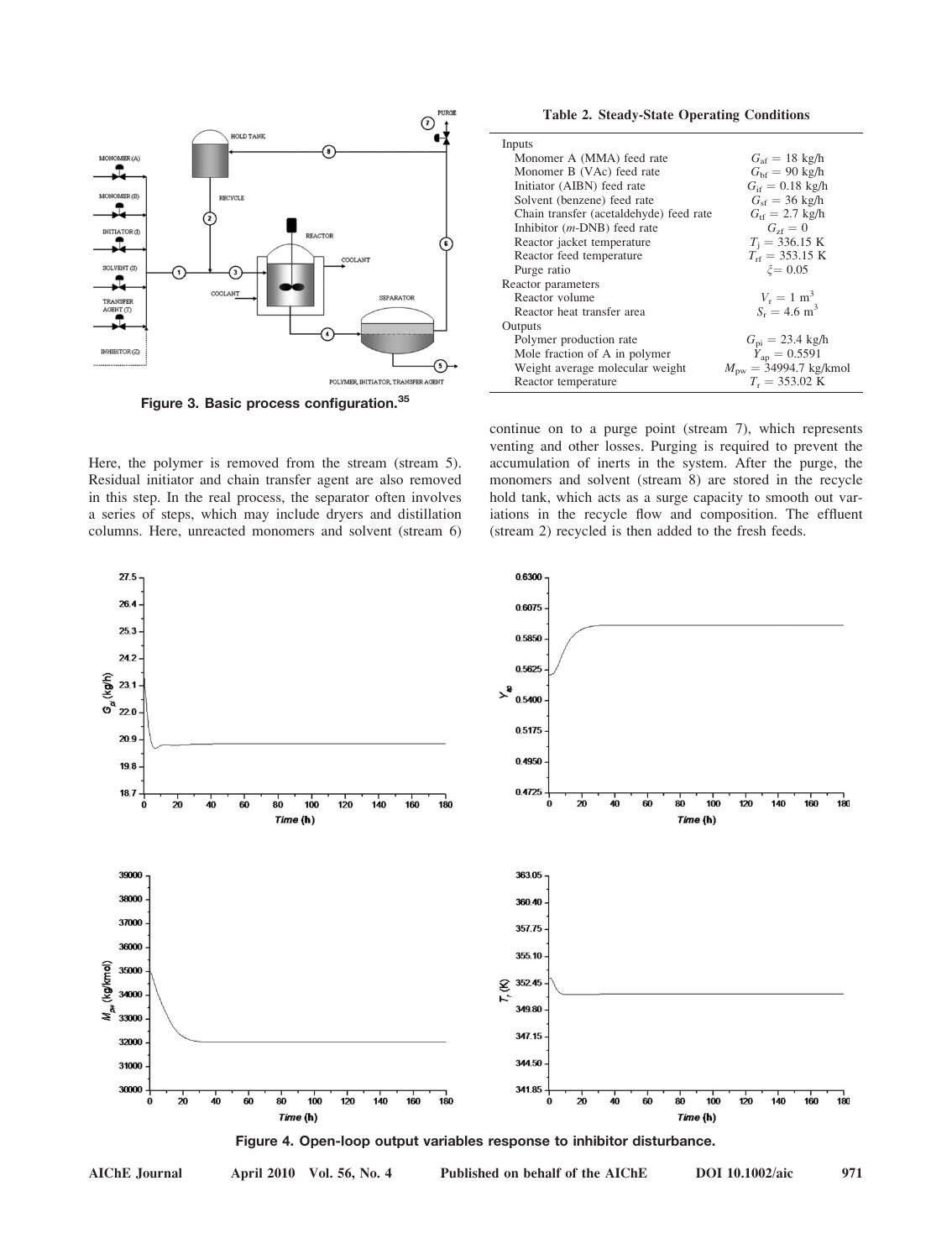Figure 3. Basic process configuration.[35]

Table 2. Steady-State Operating Conditions

| | |
|---|---|
| Inputs | |
| Monomer A (MMA) feed rate | $G_{af} = 18$ kg/h |
| Monomer B (VAc) feed rate | $G_{bf} = 90$ kg/h |
| Initiator (AIBN) feed rate | $G_{if} = 0.18$ kg/h |
| Solvent (benzene) feed rate | $G_{sf} = 36$ kg/h |
| Chain transfer (acetaldehyde) feed rate | $G_{tf} = 2.7$ kg/h |
| Inhibitor (*m*-DNB) feed rate | $G_{zf} = 0$ |
| Reactor jacket temperature | $T_j = 336.15$ K |
| Reactor feed temperature | $T_{rf} = 353.15$ K |
| Purge ratio | $\xi = 0.05$ |
| Reactor parameters | |
| Reactor volume | $V_r = 1$ m$^3$ |
| Reactor heat transfer area | $S_r = 4.6$ m$^3$ |
| Outputs | |
| Polymer production rate | $G_{pi} = 23.4$ kg/h |
| Mole fraction of A in polymer | $Y_{ap} = 0.5591$ |
| Weight average molecular weight | $M_{pw} = 34994.7$ kg/kmol |
| Reactor temperature | $T_r = 353.02$ K |

Here, the polymer is removed from the stream (stream 5). Residual initiator and chain transfer agent are also removed in this step. In the real process, the separator often involves a series of steps, which may include dryers and distillation columns. Here, unreacted monomers and solvent (stream 6) continue on to a purge point (stream 7), which represents venting and other losses. Purging is required to prevent the accumulation of inerts in the system. After the purge, the monomers and solvent (stream 8) are stored in the recycle hold tank, which acts as a surge capacity to smooth out variations in the recycle flow and composition. The effluent (stream 2) recycled is then added to the fresh feeds.

Figure 4. Open-loop output variables response to inhibitor disturbance.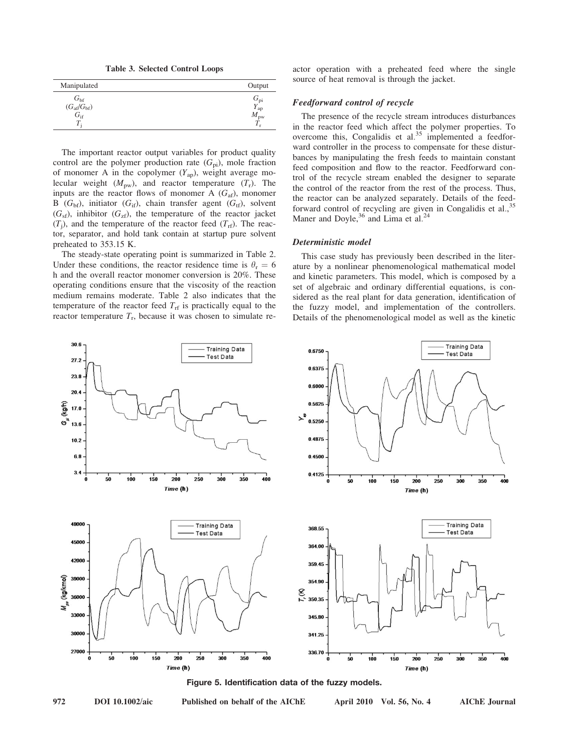**Table 3. Selected Control Loops**

| Manipulated | Output |
| --- | --- |
| $G_{bf}$ | $G_{pi}$ |
| $(G_{af}/G_{bf})$ | $Y_{ap}$ |
| $G_{if}$ | $M_{pw}$ |
| $T_j$ | $T_r$ |

The important reactor output variables for product quality control are the polymer production rate ($G_{pi}$), mole fraction of monomer A in the copolymer ($Y_{ap}$), weight average molecular weight ($M_{pw}$), and reactor temperature ($T_r$). The inputs are the reactor flows of monomer A ($G_{af}$), monomer B ($G_{bf}$), initiator ($G_{if}$), chain transfer agent ($G_{tf}$), solvent ($G_{sf}$), inhibitor ($G_{zf}$), the temperature of the reactor jacket ($T_j$), and the temperature of the reactor feed ($T_{rf}$). The reactor, separator, and hold tank contain at startup pure solvent preheated to 353.15 K.

The steady-state operating point is summarized in Table 2. Under these conditions, the reactor residence time is $\theta_r = 6$ h and the overall reactor monomer conversion is 20%. These operating conditions ensure that the viscosity of the reaction medium remains moderate. Table 2 also indicates that the temperature of the reactor feed $T_{rf}$ is practically equal to the reactor temperature $T_r$, because it was chosen to simulate reactor operation with a preheated feed where the single source of heat removal is through the jacket.

### *Feedforward control of recycle*

The presence of the recycle stream introduces disturbances in the reactor feed which affect the polymer properties. To overcome this, Congalidis et al.[35] implemented a feedforward controller in the process to compensate for these disturbances by manipulating the fresh feeds to maintain constant feed composition and flow to the reactor. Feedforward control of the recycle stream enabled the designer to separate the control of the reactor from the rest of the process. Thus, the reactor can be analyzed separately. Details of the feedforward control of recycling are given in Congalidis et al.,[35] Maner and Doyle,[36] and Lima et al.[24]

### *Deterministic model*

This case study has previously been described in the literature by a nonlinear phenomenological mathematical model and kinetic parameters. This model, which is composed by a set of algebraic and ordinary differential equations, is considered as the real plant for data generation, identification of the fuzzy model, and implementation of the controllers. Details of the phenomenological model as well as the kinetic

**Figure 5. Identification data of the fuzzy models.**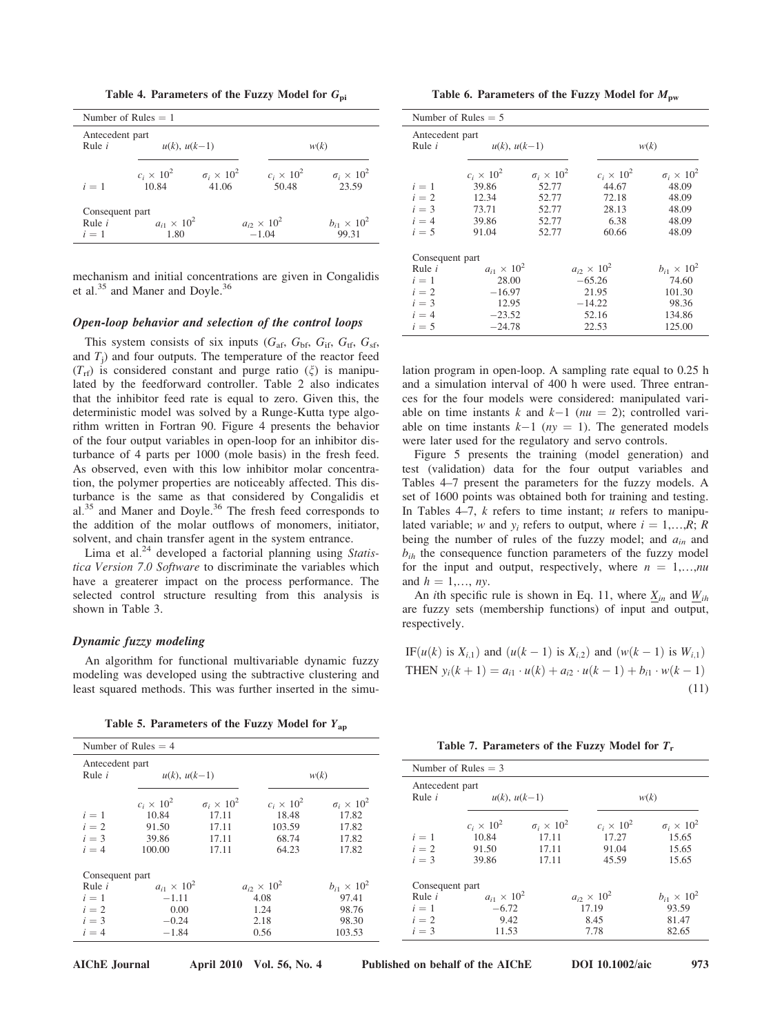**Table 4. Parameters of the Fuzzy Model for $G_{pi}$**

| Number of Rules = 1 | | | | |
|---|---|---|---|---|
| Antecedent part | | | | |
| Rule $i$ | $u(k)$, $u(k-1)$ | | $w(k)$ | |
| | $c_i \times 10^2$ | $\sigma_i \times 10^2$ | $c_i \times 10^2$ | $\sigma_i \times 10^2$ |
| $i = 1$ | 10.84 | 41.06 | 50.48 | 23.59 |
| Consequent part | | | | |
| Rule $i$ | $a_{i1} \times 10^2$ | $a_{i2} \times 10^2$ | $b_{i1} \times 10^2$ | |
| $i = 1$ | 1.80 | −1.04 | 99.31 | |

mechanism and initial concentrations are given in Congalidis et al.[35] and Maner and Doyle.[36]

### *Open-loop behavior and selection of the control loops*

This system consists of six inputs ($G_{af}$, $G_{bf}$, $G_{if}$, $G_{tf}$, $G_{sf}$, and $T_j$) and four outputs. The temperature of the reactor feed ($T_{rf}$) is considered constant and purge ratio ($\xi$) is manipulated by the feedforward controller. Table 2 also indicates that the inhibitor feed rate is equal to zero. Given this, the deterministic model was solved by a Runge-Kutta type algorithm written in Fortran 90. Figure 4 presents the behavior of the four output variables in open-loop for an inhibitor disturbance of 4 parts per 1000 (mole basis) in the fresh feed. As observed, even with this low inhibitor molar concentration, the polymer properties are noticeably affected. This disturbance is the same as that considered by Congalidis et al.[35] and Maner and Doyle.[36] The fresh feed corresponds to the addition of the molar outflows of monomers, initiator, solvent, and chain transfer agent in the system entrance.

Lima et al.[24] developed a factorial planning using *Statistica Version 7.0 Software* to discriminate the variables which have a greaterer impact on the process performance. The selected control structure resulting from this analysis is shown in Table 3.

### *Dynamic fuzzy modeling*

An algorithm for functional multivariable dynamic fuzzy modeling was developed using the subtractive clustering and least squared methods. This was further inserted in the simulation program in open-loop. A sampling rate equal to 0.25 h and a simulation interval of 400 h were used. Three entrances for the four models were considered: manipulated variable on time instants $k$ and $k-1$ ($nu = 2$); controlled variable on time instants $k-1$ ($ny = 1$). The generated models were later used for the regulatory and servo controls.

Figure 5 presents the training (model generation) and test (validation) data for the four output variables and Tables 4–7 present the parameters for the fuzzy models. A set of 1600 points was obtained both for training and testing. In Tables 4–7, $k$ refers to time instant; $u$ refers to manipulated variable; $w$ and $y_i$ refers to output, where $i = 1,\ldots,R$; $R$ being the number of rules of the fuzzy model; and $a_{in}$ and $b_{ih}$ the consequence function parameters of the fuzzy model for the input and output, respectively, where $n = 1,\ldots,nu$ and $h = 1,\ldots, ny$.

An $i$th specific rule is shown in Eq. 11, where $\underline{X}_{in}$ and $\underline{W}_{ih}$ are fuzzy sets (membership functions) of input and output, respectively.

$$\text{IF}(u(k) \text{ is } X_{i,1}) \text{ and } (u(k-1) \text{ is } X_{i,2}) \text{ and } (w(k-1) \text{ is } W_{i,1})$$
$$\text{THEN } y_i(k+1) = a_{i1} \cdot u(k) + a_{i2} \cdot u(k-1) + b_{i1} \cdot w(k-1) \tag{11}$$

**Table 5. Parameters of the Fuzzy Model for $Y_{ap}$**

| Number of Rules = 4 | | | | |
|---|---|---|---|---|
| Antecedent part | | | | |
| Rule $i$ | $u(k)$, $u(k-1)$ | | $w(k)$ | |
| | $c_i \times 10^2$ | $\sigma_i \times 10^2$ | $c_i \times 10^2$ | $\sigma_i \times 10^2$ |
| $i = 1$ | 10.84 | 17.11 | 18.48 | 17.82 |
| $i = 2$ | 91.50 | 17.11 | 103.59 | 17.82 |
| $i = 3$ | 39.86 | 17.11 | 68.74 | 17.82 |
| $i = 4$ | 100.00 | 17.11 | 64.23 | 17.82 |
| Consequent part | | | | |
| Rule $i$ | $a_{i1} \times 10^2$ | $a_{i2} \times 10^2$ | $b_{i1} \times 10^2$ | |
| $i = 1$ | −1.11 | 4.08 | 97.41 | |
| $i = 2$ | 0.00 | 1.24 | 98.76 | |
| $i = 3$ | −0.24 | 2.18 | 98.30 | |
| $i = 4$ | −1.84 | 0.56 | 103.53 | |

**Table 6. Parameters of the Fuzzy Model for $M_{pw}$**

| Number of Rules = 5 | | | | |
|---|---|---|---|---|
| Antecedent part | | | | |
| Rule $i$ | $u(k)$, $u(k-1)$ | | $w(k)$ | |
| | $c_i \times 10^2$ | $\sigma_i \times 10^2$ | $c_i \times 10^2$ | $\sigma_i \times 10^2$ |
| $i = 1$ | 39.86 | 52.77 | 44.67 | 48.09 |
| $i = 2$ | 12.34 | 52.77 | 72.18 | 48.09 |
| $i = 3$ | 73.71 | 52.77 | 28.13 | 48.09 |
| $i = 4$ | 39.86 | 52.77 | 6.38 | 48.09 |
| $i = 5$ | 91.04 | 52.77 | 60.66 | 48.09 |
| Consequent part | | | | |
| Rule $i$ | $a_{i1} \times 10^2$ | $a_{i2} \times 10^2$ | $b_{i1} \times 10^2$ | |
| $i = 1$ | 28.00 | −65.26 | 74.60 | |
| $i = 2$ | −16.97 | 21.95 | 101.30 | |
| $i = 3$ | 12.95 | −14.22 | 98.36 | |
| $i = 4$ | −23.52 | 52.16 | 134.86 | |
| $i = 5$ | −24.78 | 22.53 | 125.00 | |

**Table 7. Parameters of the Fuzzy Model for $T_r$**

| Number of Rules = 3 | | | | |
|---|---|---|---|---|
| Antecedent part | | | | |
| Rule $i$ | $u(k)$, $u(k-1)$ | | $w(k)$ | |
| | $c_i \times 10^2$ | $\sigma_i \times 10^2$ | $c_i \times 10^2$ | $\sigma_i \times 10^2$ |
| $i = 1$ | 10.84 | 17.11 | 17.27 | 15.65 |
| $i = 2$ | 91.50 | 17.11 | 91.04 | 15.65 |
| $i = 3$ | 39.86 | 17.11 | 45.59 | 15.65 |
| Consequent part | | | | |
| Rule $i$ | $a_{i1} \times 10^2$ | $a_{i2} \times 10^2$ | $b_{i1} \times 10^2$ | |
| $i = 1$ | −6.72 | 17.19 | 93.59 | |
| $i = 2$ | 9.42 | 8.45 | 81.47 | |
| $i = 3$ | 11.53 | 7.78 | 82.65 | |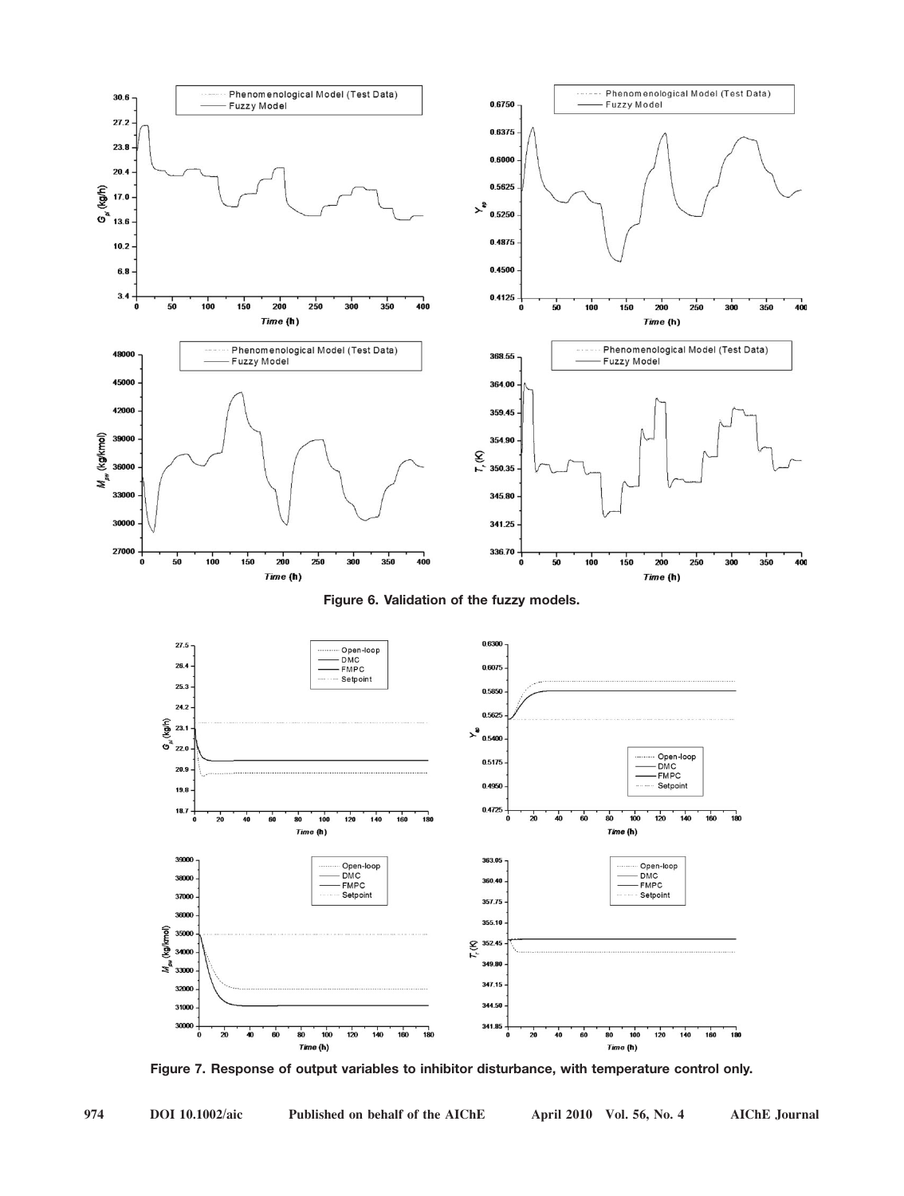Figure 6. Validation of the fuzzy models.

Figure 7. Response of output variables to inhibitor disturbance, with temperature control only.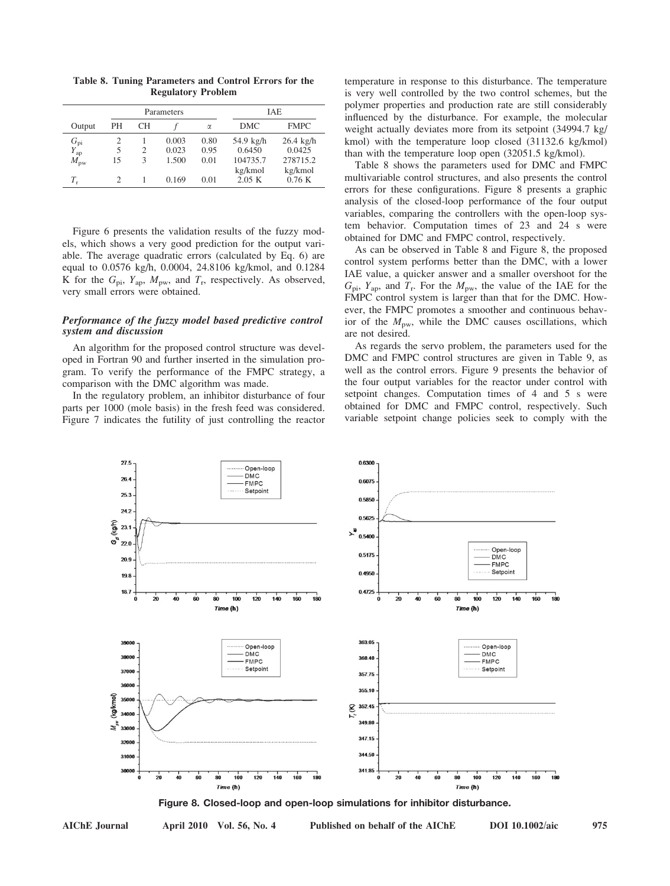**Table 8. Tuning Parameters and Control Errors for the Regulatory Problem**

| Output | Parameters | | | | IAE | |
|---|---|---|---|---|---|---|
| | PH | CH | $f$ | $\alpha$ | DMC | FMPC |
| $G_{pi}$ | 2 | 1 | 0.003 | 0.80 | 54.9 kg/h | 26.4 kg/h |
| $Y_{ap}$ | 5 | 2 | 0.023 | 0.95 | 0.6450 | 0.0425 |
| $M_{pw}$ | 15 | 3 | 1.500 | 0.01 | 104735.7 kg/kmol | 278715.2 kg/kmol |
| $T_r$ | 2 | 1 | 0.169 | 0.01 | 2.05 K | 0.76 K |

Figure 6 presents the validation results of the fuzzy models, which shows a very good prediction for the output variable. The average quadratic errors (calculated by Eq. 6) are equal to 0.0576 kg/h, 0.0004, 24.8106 kg/kmol, and 0.1284 K for the $G_{pi}$, $Y_{ap}$, $M_{pw}$, and $T_r$, respectively. As observed, very small errors were obtained.

### *Performance of the fuzzy model based predictive control system and discussion*

An algorithm for the proposed control structure was developed in Fortran 90 and further inserted in the simulation program. To verify the performance of the FMPC strategy, a comparison with the DMC algorithm was made.

In the regulatory problem, an inhibitor disturbance of four parts per 1000 (mole basis) in the fresh feed was considered. Figure 7 indicates the futility of just controlling the reactor temperature in response to this disturbance. The temperature is very well controlled by the two control schemes, but the polymer properties and production rate are still considerably influenced by the disturbance. For example, the molecular weight actually deviates more from its setpoint (34994.7 kg/kmol) with the temperature loop closed (31132.6 kg/kmol) than with the temperature loop open (32051.5 kg/kmol).

Table 8 shows the parameters used for DMC and FMPC multivariable control structures, and also presents the control errors for these configurations. Figure 8 presents a graphic analysis of the closed-loop performance of the four output variables, comparing the controllers with the open-loop system behavior. Computation times of 23 and 24 s were obtained for DMC and FMPC control, respectively.

As can be observed in Table 8 and Figure 8, the proposed control system performs better than the DMC, with a lower IAE value, a quicker answer and a smaller overshoot for the $G_{pi}$, $Y_{ap}$, and $T_r$. For the $M_{pw}$, the value of the IAE for the FMPC control system is larger than that for the DMC. However, the FMPC promotes a smoother and continuous behavior of the $M_{pw}$, while the DMC causes oscillations, which are not desired.

As regards the servo problem, the parameters used for the DMC and FMPC control structures are given in Table 9, as well as the control errors. Figure 9 presents the behavior of the four output variables for the reactor under control with setpoint changes. Computation times of 4 and 5 s were obtained for DMC and FMPC control, respectively. Such variable setpoint change policies seek to comply with the

**Figure 8. Closed-loop and open-loop simulations for inhibitor disturbance.**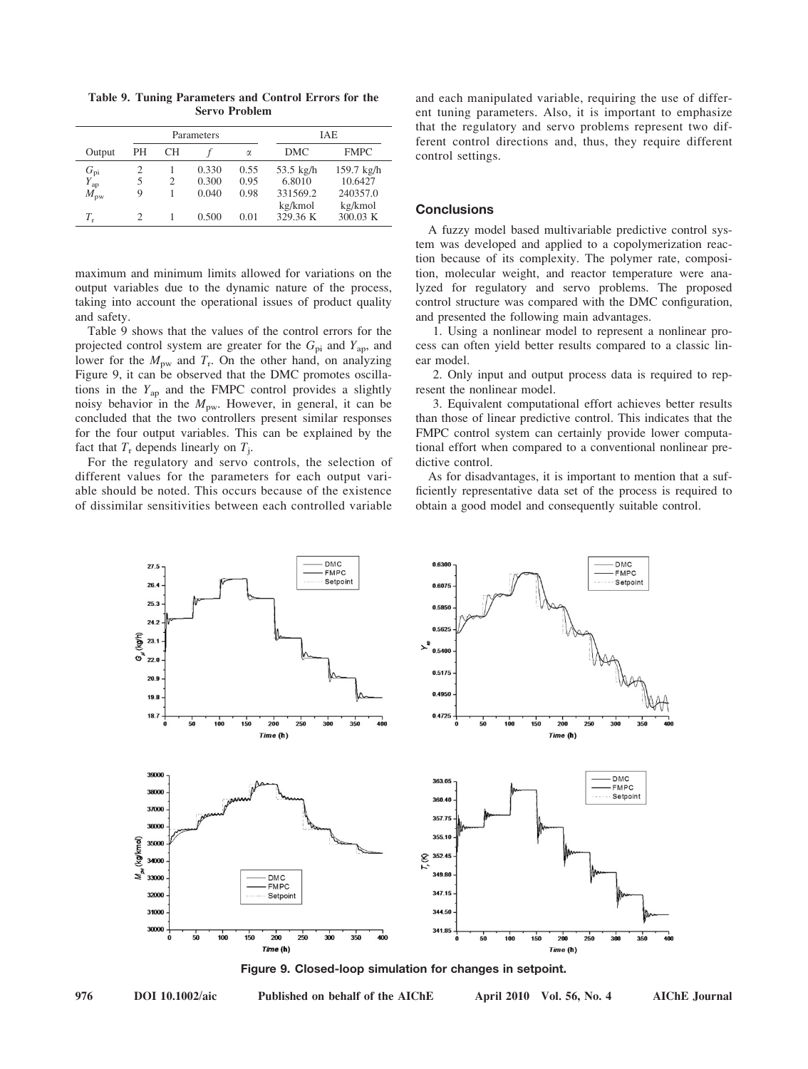**Table 9. Tuning Parameters and Control Errors for the Servo Problem**

| Output | Parameters | | | | IAE | |
|---|---|---|---|---|---|---|
| | PH | CH | $f$ | $\alpha$ | DMC | FMPC |
| $G_{pi}$ | 2 | 1 | 0.330 | 0.55 | 53.5 kg/h | 159.7 kg/h |
| $Y_{ap}$ | 5 | 2 | 0.300 | 0.95 | 6.8010 | 10.6427 |
| $M_{pw}$ | 9 | 1 | 0.040 | 0.98 | 331569.2 kg/kmol | 240357.0 kg/kmol |
| $T_r$ | 2 | 1 | 0.500 | 0.01 | 329.36 K | 300.03 K |

maximum and minimum limits allowed for variations on the output variables due to the dynamic nature of the process, taking into account the operational issues of product quality and safety.

Table 9 shows that the values of the control errors for the projected control system are greater for the $G_{pi}$ and $Y_{ap}$, and lower for the $M_{pw}$ and $T_r$. On the other hand, on analyzing Figure 9, it can be observed that the DMC promotes oscillations in the $Y_{ap}$ and the FMPC control provides a slightly noisy behavior in the $M_{pw}$. However, in general, it can be concluded that the two controllers present similar responses for the four output variables. This can be explained by the fact that $T_r$ depends linearly on $T_j$.

For the regulatory and servo controls, the selection of different values for the parameters for each output variable should be noted. This occurs because of the existence of dissimilar sensitivities between each controlled variable and each manipulated variable, requiring the use of different tuning parameters. Also, it is important to emphasize that the regulatory and servo problems represent two different control directions and, thus, they require different control settings.

## Conclusions

A fuzzy model based multivariable predictive control system was developed and applied to a copolymerization reaction because of its complexity. The polymer rate, composition, molecular weight, and reactor temperature were analyzed for regulatory and servo problems. The proposed control structure was compared with the DMC configuration, and presented the following main advantages.

1. Using a nonlinear model to represent a nonlinear process can often yield better results compared to a classic linear model.

2. Only input and output process data is required to represent the nonlinear model.

3. Equivalent computational effort achieves better results than those of linear predictive control. This indicates that the FMPC control system can certainly provide lower computational effort when compared to a conventional nonlinear predictive control.

As for disadvantages, it is important to mention that a sufficiently representative data set of the process is required to obtain a good model and consequently suitable control.

**Figure 9. Closed-loop simulation for changes in setpoint.**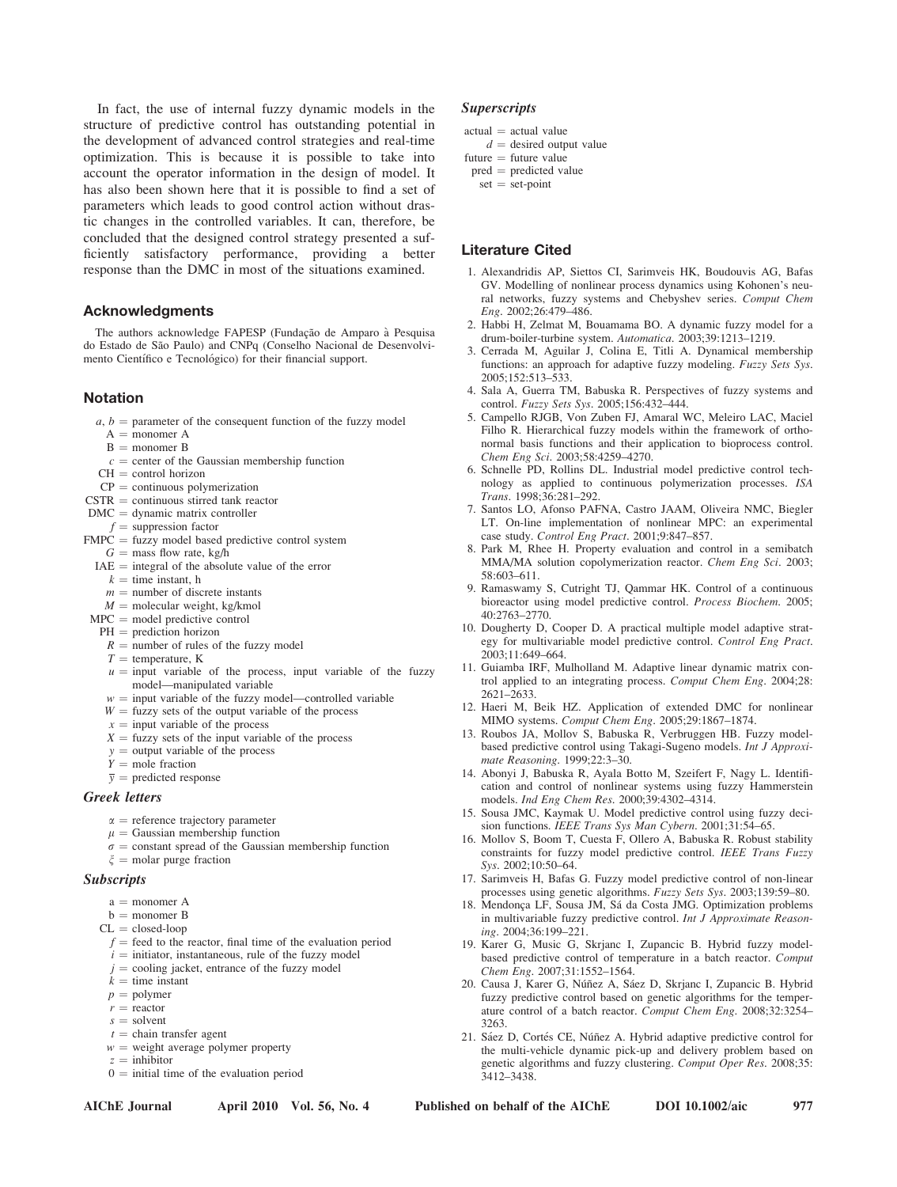In fact, the use of internal fuzzy dynamic models in the structure of predictive control has outstanding potential in the development of advanced control strategies and real-time optimization. This is because it is possible to take into account the operator information in the design of model. It has also been shown here that it is possible to find a set of parameters which leads to good control action without drastic changes in the controlled variables. It can, therefore, be concluded that the designed control strategy presented a sufficiently satisfactory performance, providing a better response than the DMC in most of the situations examined.

## Acknowledgments

The authors acknowledge FAPESP (Fundação de Amparo à Pesquisa do Estado de São Paulo) and CNPq (Conselho Nacional de Desenvolvimento Científico e Tecnológico) for their financial support.

## Notation

- $a$, $b$ = parameter of the consequent function of the fuzzy model
- A = monomer A
- B = monomer B
- $c$ = center of the Gaussian membership function
- CH = control horizon
- CP = continuous polymerization
- CSTR = continuous stirred tank reactor
- DMC = dynamic matrix controller
- $f$ = suppression factor
- FMPC = fuzzy model based predictive control system
- $G$ = mass flow rate, kg/h
- IAE = integral of the absolute value of the error
- $k$ = time instant, h
- $m$ = number of discrete instants
- $M$ = molecular weight, kg/kmol
- MPC = model predictive control
- PH = prediction horizon
- $R$ = number of rules of the fuzzy model
- $T$ = temperature, K
- $u$ = input variable of the process, input variable of the fuzzy model—manipulated variable
- $w$ = input variable of the fuzzy model—controlled variable
- $W$ = fuzzy sets of the output variable of the process
- $x$ = input variable of the process
- $X$ = fuzzy sets of the input variable of the process
- $y$ = output variable of the process
- $Y$ = mole fraction
- $\bar{y}$ = predicted response

### Greek letters

- $\alpha$ = reference trajectory parameter
- $\mu$ = Gaussian membership function
- $\sigma$ = constant spread of the Gaussian membership function
- $\xi$ = molar purge fraction

### Subscripts

- a = monomer A
- b = monomer B
- CL = closed-loop
- $f$ = feed to the reactor, final time of the evaluation period
- $i$ = initiator, instantaneous, rule of the fuzzy model
- $j$ = cooling jacket, entrance of the fuzzy model
- $k$ = time instant
- $p$ = polymer
- $r$ = reactor
- $s$ = solvent
- $t$ = chain transfer agent
- $w$ = weight average polymer property
- $z$ = inhibitor
- 0 = initial time of the evaluation period

### Superscripts

- actual = actual value
- $d$ = desired output value
- future = future value
- pred = predicted value
- set = set-point

## Literature Cited

1. Alexandridis AP, Siettos CI, Sarimveis HK, Boudouvis AG, Bafas GV. Modelling of nonlinear process dynamics using Kohonen's neural networks, fuzzy systems and Chebyshev series. *Comput Chem Eng*. 2002;26:479–486.
2. Habbi H, Zelmat M, Bouamama BO. A dynamic fuzzy model for a drum-boiler-turbine system. *Automatica*. 2003;39:1213–1219.
3. Cerrada M, Aguilar J, Colina E, Titli A. Dynamical membership functions: an approach for adaptive fuzzy modeling. *Fuzzy Sets Sys*. 2005;152:513–533.
4. Sala A, Guerra TM, Babuska R. Perspectives of fuzzy systems and control. *Fuzzy Sets Sys*. 2005;156:432–444.
5. Campello RJGB, Von Zuben FJ, Amaral WC, Meleiro LAC, Maciel Filho R. Hierarchical fuzzy models within the framework of orthonormal basis functions and their application to bioprocess control. *Chem Eng Sci*. 2003;58:4259–4270.
6. Schnelle PD, Rollins DL. Industrial model predictive control technology as applied to continuous polymerization processes. *ISA Trans*. 1998;36:281–292.
7. Santos LO, Afonso PAFNA, Castro JAAM, Oliveira NMC, Biegler LT. On-line implementation of nonlinear MPC: an experimental case study. *Control Eng Pract*. 2001;9:847–857.
8. Park M, Rhee H. Property evaluation and control in a semibatch MMA/MA solution copolymerization reactor. *Chem Eng Sci*. 2003; 58:603–611.
9. Ramaswamy S, Cutright TJ, Qammar HK. Control of a continuous bioreactor using model predictive control. *Process Biochem*. 2005; 40:2763–2770.
10. Dougherty D, Cooper D. A practical multiple model adaptive strategy for multivariable model predictive control. *Control Eng Pract*. 2003;11:649–664.
11. Guiamba IRF, Mulholland M. Adaptive linear dynamic matrix control applied to an integrating process. *Comput Chem Eng*. 2004;28: 2621–2633.
12. Haeri M, Beik HZ. Application of extended DMC for nonlinear MIMO systems. *Comput Chem Eng*. 2005;29:1867–1874.
13. Roubos JA, Mollov S, Babuska R, Verbruggen HB. Fuzzy model-based predictive control using Takagi-Sugeno models. *Int J Approximate Reasoning*. 1999;22:3–30.
14. Abonyi J, Babuska R, Ayala Botto M, Szeifert F, Nagy L. Identification and control of nonlinear systems using fuzzy Hammerstein models. *Ind Eng Chem Res*. 2000;39:4302–4314.
15. Sousa JMC, Kaymak U. Model predictive control using fuzzy decision functions. *IEEE Trans Sys Man Cybern*. 2001;31:54–65.
16. Mollov S, Boom T, Cuesta F, Ollero A, Babuska R. Robust stability constraints for fuzzy model predictive control. *IEEE Trans Fuzzy Sys*. 2002;10:50–64.
17. Sarimveis H, Bafas G. Fuzzy model predictive control of non-linear processes using genetic algorithms. *Fuzzy Sets Sys*. 2003;139:59–80.
18. Mendonça LF, Sousa JM, Sá da Costa JMG. Optimization problems in multivariable fuzzy predictive control. *Int J Approximate Reasoning*. 2004;36:199–221.
19. Karer G, Music G, Skrjanc I, Zupancic B. Hybrid fuzzy model-based predictive control of temperature in a batch reactor. *Comput Chem Eng*. 2007;31:1552–1564.
20. Causa J, Karer G, Núñez A, Sáez D, Skrjanc I, Zupancic B. Hybrid fuzzy predictive control based on genetic algorithms for the temperature control of a batch reactor. *Comput Chem Eng*. 2008;32:3254–3263.
21. Sáez D, Cortés CE, Núñez A. Hybrid adaptive predictive control for the multi-vehicle dynamic pick-up and delivery problem based on genetic algorithms and fuzzy clustering. *Comput Oper Res*. 2008;35: 3412–3438.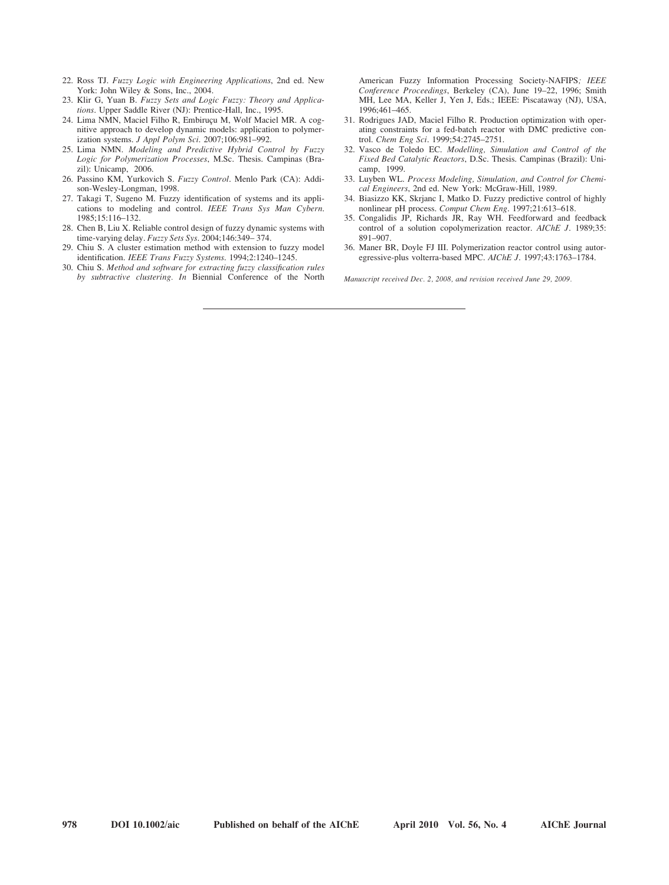22. Ross TJ. *Fuzzy Logic with Engineering Applications*, 2nd ed. New York: John Wiley & Sons, Inc., 2004.
23. Klir G, Yuan B. *Fuzzy Sets and Logic Fuzzy: Theory and Applications*. Upper Saddle River (NJ): Prentice-Hall, Inc., 1995.
24. Lima NMN, Maciel Filho R, Embiruçu M, Wolf Maciel MR. A cognitive approach to develop dynamic models: application to polymerization systems. *J Appl Polym Sci*. 2007;106:981–992.
25. Lima NMN. *Modeling and Predictive Hybrid Control by Fuzzy Logic for Polymerization Processes*, M.Sc. Thesis. Campinas (Brazil): Unicamp, 2006.
26. Passino KM, Yurkovich S. *Fuzzy Control*. Menlo Park (CA): Addison-Wesley-Longman, 1998.
27. Takagi T, Sugeno M. Fuzzy identification of systems and its applications to modeling and control. *IEEE Trans Sys Man Cybern*. 1985;15:116–132.
28. Chen B, Liu X. Reliable control design of fuzzy dynamic systems with time-varying delay. *Fuzzy Sets Sys*. 2004;146:349– 374.
29. Chiu S. A cluster estimation method with extension to fuzzy model identification. *IEEE Trans Fuzzy Systems*. 1994;2:1240–1245.
30. Chiu S. *Method and software for extracting fuzzy classification rules by subtractive clustering*. *In* Biennial Conference of the North American Fuzzy Information Processing Society-NAFIPS*; IEEE Conference Proceedings*, Berkeley (CA), June 19–22, 1996; Smith MH, Lee MA, Keller J, Yen J, Eds.; IEEE: Piscataway (NJ), USA, 1996;461–465.
31. Rodrigues JAD, Maciel Filho R. Production optimization with operating constraints for a fed-batch reactor with DMC predictive control. *Chem Eng Sci*. 1999;54:2745–2751.
32. Vasco de Toledo EC. *Modelling, Simulation and Control of the Fixed Bed Catalytic Reactors*, D.Sc. Thesis. Campinas (Brazil): Unicamp, 1999.
33. Luyben WL. *Process Modeling, Simulation, and Control for Chemical Engineers*, 2nd ed. New York: McGraw-Hill, 1989.
34. Biasizzo KK, Skrjanc I, Matko D. Fuzzy predictive control of highly nonlinear pH process. *Comput Chem Eng*. 1997;21:613–618.
35. Congalidis JP, Richards JR, Ray WH. Feedforward and feedback control of a solution copolymerization reactor. *AIChE J*. 1989;35: 891–907.
36. Maner BR, Doyle FJ III. Polymerization reactor control using autoregressive-plus volterra-based MPC. *AIChE J*. 1997;43:1763–1784.

*Manuscript received Dec. 2, 2008, and revision received June 29, 2009.*